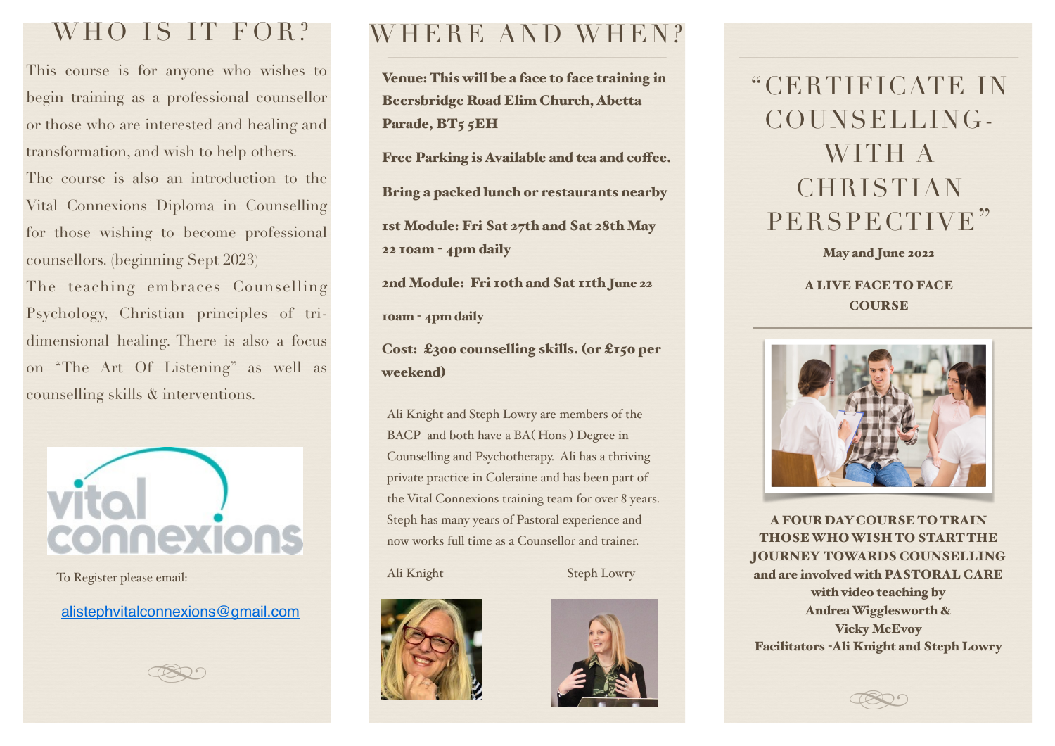# WHO IS IT FOR?

This course is for anyone who wishes to begin training as a professional counsellor or those who are interested and healing and transformation, and wish to help others.

The course is also an introduction to the Vital Connexions Diploma in Counselling for those wishing to become professional counsellors. (beginning Sept 2023)

The teaching embraces Counselling Psychology, Christian principles of tri-dimensional healing. There is also a focus on "The Art Of Listening" as well as counselling skills & interventions.

vital connexions

To Register please email:

alistephvitalconnexions@gmail.com

# WHERE AND WHEN?

**Venue: This will be a face to face training in Beersbridge Road Elim Church, Abetta Parade, BT5 5EH**

**Free Parking is Available and tea and coffee.**

**Bring a packed lunch or restaurants nearby**

**1st Module: Fri Sat 27th and Sat 28th May 22 10am - 4pm daily**

**2nd Module: Fri 10th and Sat 11th June 22**

**10am - 4pm daily**

**Cost: £300 counselling skills. (or £150 per weekend)**

Ali Knight and Steph Lowry are members of the BACP and both have a BA( Hons ) Degree in Counselling and Psychotherapy. Ali has a thriving private practice in Coleraine and has been part of the Vital Connexions training team for over 8 years. Steph has many years of Pastoral experience and now works full time as a Counsellor and trainer.

Ali Knight

Steph Lowry

# "CERTIFICATE IN COUNSELLING- WITH A CHRISTIAN PERSPECTIVE"

**May and June 2022**

**A LIVE FACE TO FACE COURSE**

**A FOUR DAY COURSE TO TRAIN THOSE WHO WISH TO START THE JOURNEY TOWARDS COUNSELLING and are involved with PASTORAL CARE with video teaching by Andrea Wigglesworth & Vicky McEvoy**

**Facilitators -Ali Knight and Steph Lowry**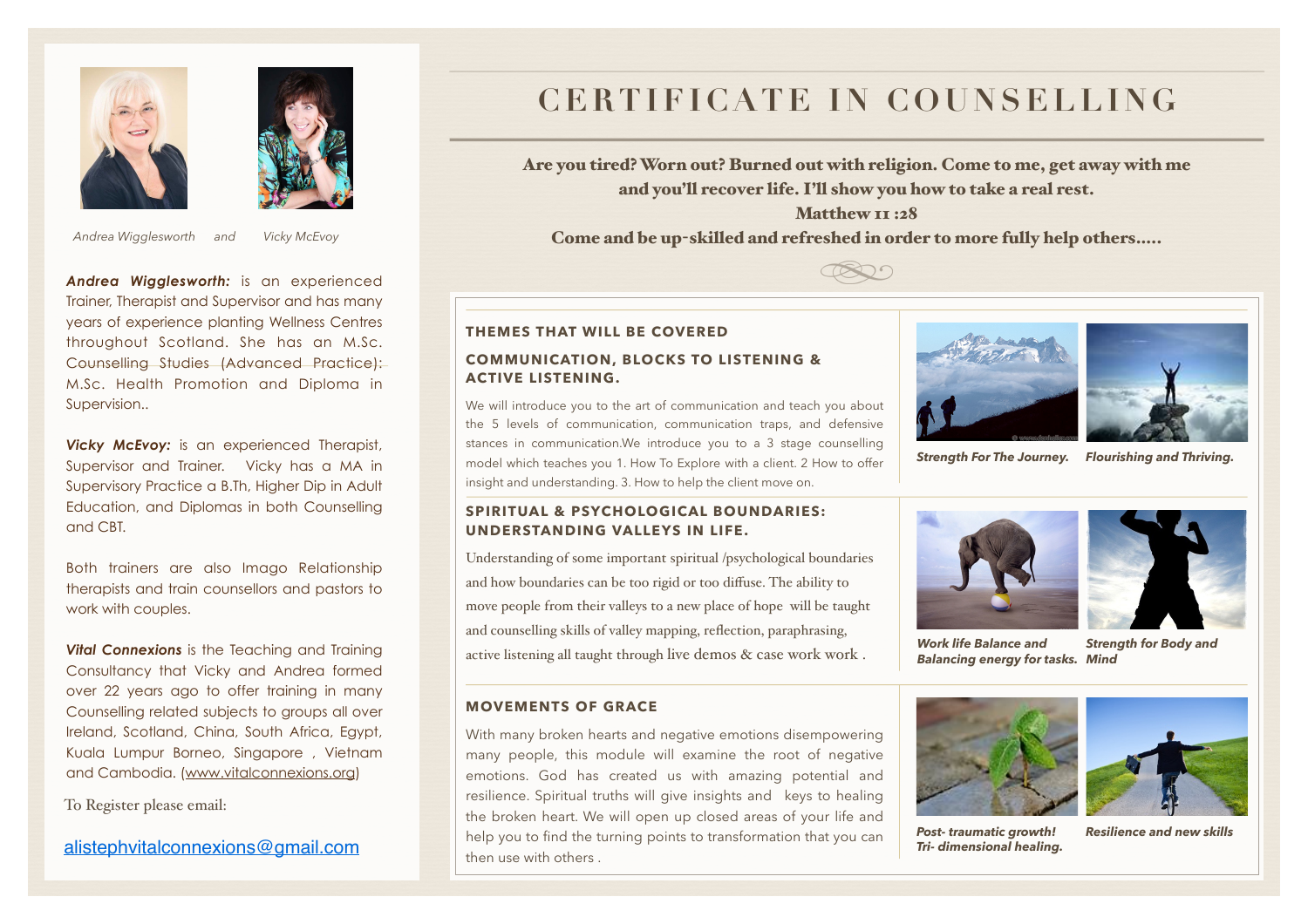Andrea Wigglesworth and Vicky McEvoy

***Andrea Wigglesworth:*** is an experienced Trainer, Therapist and Supervisor and has many years of experience planting Wellness Centres throughout Scotland. She has an M.Sc. Counselling Studies (Advanced Practice): M.Sc. Health Promotion and Diploma in Supervision..

***Vicky McEvoy:*** is an experienced Therapist, Supervisor and Trainer. Vicky has a MA in Supervisory Practice a B.Th, Higher Dip in Adult Education, and Diplomas in both Counselling and CBT.

Both trainers are also Imago Relationship therapists and train counsellors and pastors to work with couples.

***Vital Connexions*** is the Teaching and Training Consultancy that Vicky and Andrea formed over 22 years ago to offer training in many Counselling related subjects to groups all over Ireland, Scotland, China, South Africa, Egypt, Kuala Lumpur Borneo, Singapore , Vietnam and Cambodia. (www.vitalconnexions.org)

To Register please email:

alistephvitalconnexions@gmail.com

# CERTIFICATE IN COUNSELLING

**Are you tired? Worn out? Burned out with religion. Come to me, get away with me and you'll recover life. I'll show you how to take a real rest.**

**Matthew 11 :28**

**Come and be up-skilled and refreshed in order to more fully help others.....**

## THEMES THAT WILL BE COVERED

### COMMUNICATION, BLOCKS TO LISTENING & ACTIVE LISTENING.

We will introduce you to the art of communication and teach you about the 5 levels of communication, communication traps, and defensive stances in communication.We introduce you to a 3 stage counselling model which teaches you 1. How To Explore with a client. 2 How to offer insight and understanding. 3. How to help the client move on.

***Strength For The Journey.*** ***Flourishing and Thriving.***

### SPIRITUAL & PSYCHOLOGICAL BOUNDARIES: UNDERSTANDING VALLEYS IN LIFE.

Understanding of some important spiritual /psychological boundaries and how boundaries can be too rigid or too diffuse. The ability to move people from their valleys to a new place of hope will be taught and counselling skills of valley mapping, reflection, paraphrasing, active listening all taught through live demos & case work work .

***Work life Balance and Balancing energy for tasks.*** ***Strength for Body and Mind***

### MOVEMENTS OF GRACE

With many broken hearts and negative emotions disempowering many people, this module will examine the root of negative emotions. God has created us with amazing potential and resilience. Spiritual truths will give insights and keys to healing the broken heart. We will open up closed areas of your life and help you to find the turning points to transformation that you can then use with others .

***Post- traumatic growth! Tri- dimensional healing.*** ***Resilience and new skills***